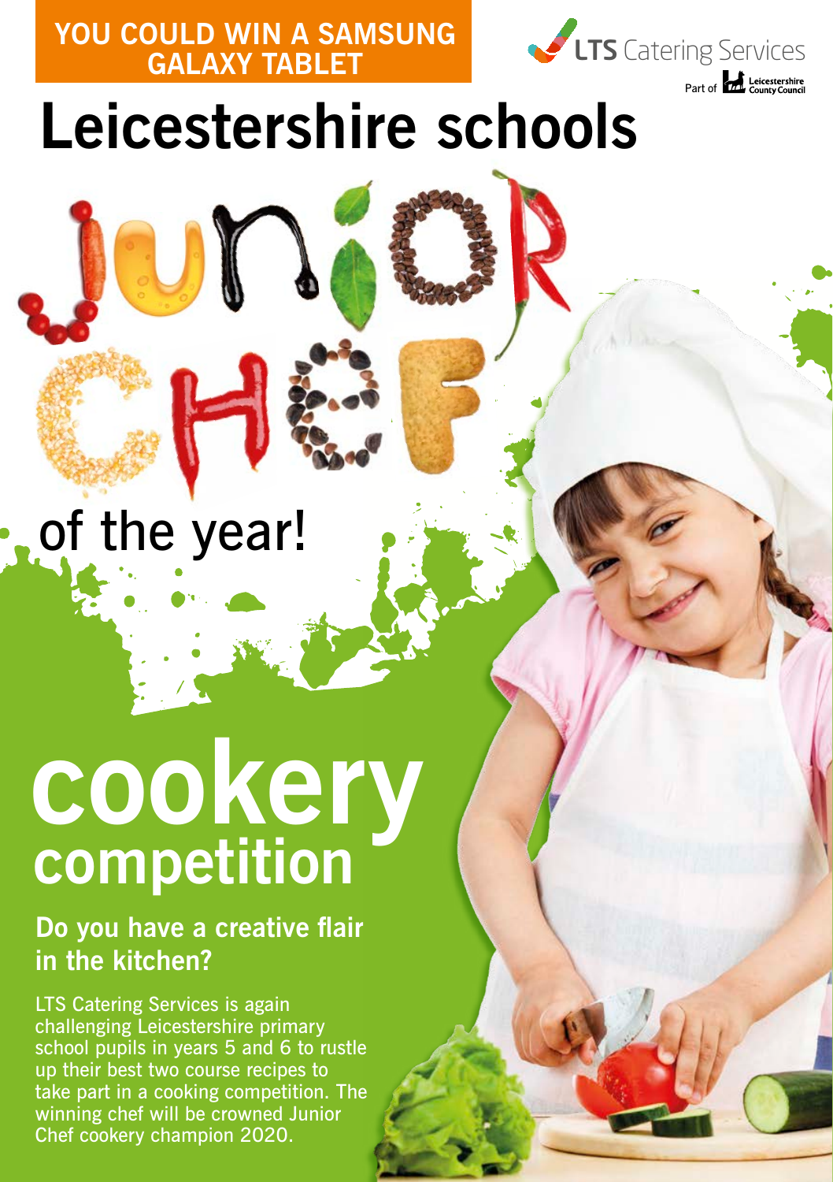**YOU COULD WIN A SAMSUNG GALAXY TABLET**

LTS Catering Services

Part of Leicestershire County Council

# Leicestershire schools

# JUNIOR CHEF

## of the year!

# cookery competition

### Do you have a creative flair in the kitchen?

LTS Catering Services is again challenging Leicestershire primary school pupils in years 5 and 6 to rustle up their best two course recipes to take part in a cooking competition. The winning chef will be crowned Junior Chef cookery champion 2020.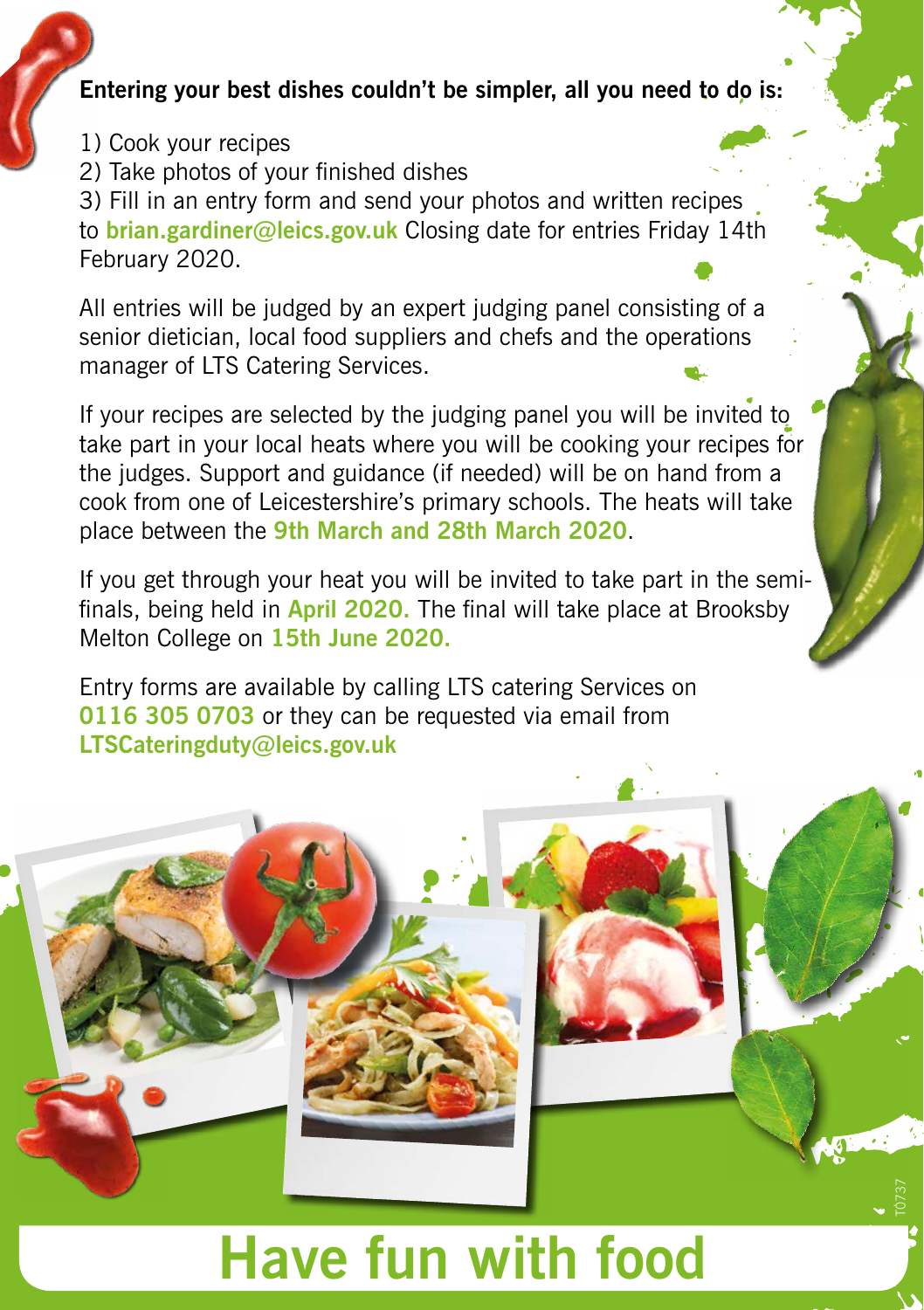**Entering your best dishes couldn't be simpler, all you need to do is:**

1) Cook your recipes
2) Take photos of your finished dishes
3) Fill in an entry form and send your photos and written recipes to **brian.gardiner@leics.gov.uk** Closing date for entries Friday 14th February 2020.

All entries will be judged by an expert judging panel consisting of a senior dietician, local food suppliers and chefs and the operations manager of LTS Catering Services.

If your recipes are selected by the judging panel you will be invited to take part in your local heats where you will be cooking your recipes for the judges. Support and guidance (if needed) will be on hand from a cook from one of Leicestershire's primary schools. The heats will take place between the **9th March and 28th March 2020**.

If you get through your heat you will be invited to take part in the semi-finals, being held in **April 2020.** The final will take place at Brooksby Melton College on **15th June 2020.**

Entry forms are available by calling LTS catering Services on **0116 305 0703** or they can be requested via email from **LTSCateringduty@leics.gov.uk**

# Have fun with food